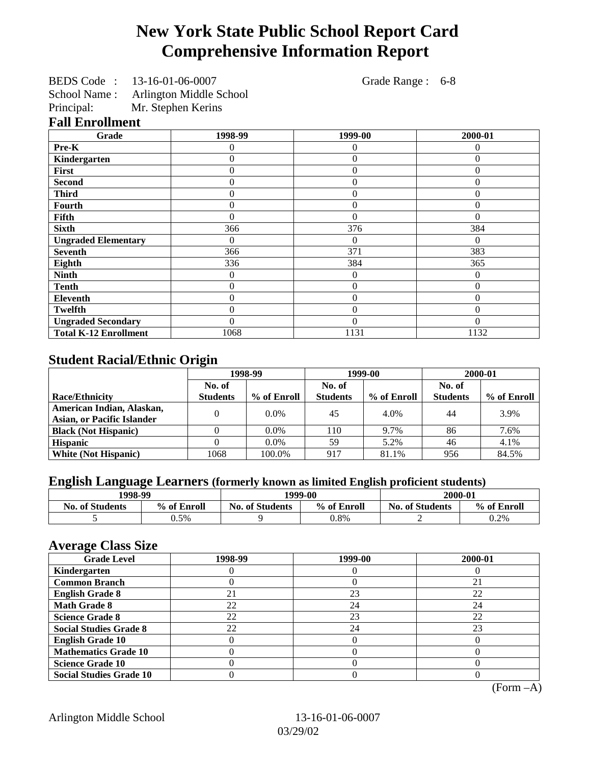# New York State Public School Report Card
# Comprehensive Information Report

BEDS Code : 13-16-01-06-0007 Grade Range : 6-8
School Name : Arlington Middle School
Principal: Mr. Stephen Kerins

## Fall Enrollment

| Grade | 1998-99 | 1999-00 | 2000-01 |
|---|---|---|---|
| Pre-K | 0 | 0 | 0 |
| Kindergarten | 0 | 0 | 0 |
| First | 0 | 0 | 0 |
| Second | 0 | 0 | 0 |
| Third | 0 | 0 | 0 |
| Fourth | 0 | 0 | 0 |
| Fifth | 0 | 0 | 0 |
| Sixth | 366 | 376 | 384 |
| Ungraded Elementary | 0 | 0 | 0 |
| Seventh | 366 | 371 | 383 |
| Eighth | 336 | 384 | 365 |
| Ninth | 0 | 0 | 0 |
| Tenth | 0 | 0 | 0 |
| Eleventh | 0 | 0 | 0 |
| Twelfth | 0 | 0 | 0 |
| Ungraded Secondary | 0 | 0 | 0 |
| Total K-12 Enrollment | 1068 | 1131 | 1132 |

## Student Racial/Ethnic Origin

| | 1998-99 | | 1999-00 | | 2000-01 | |
|---|---|---|---|---|---|---|
| Race/Ethnicity | No. of Students | % of Enroll | No. of Students | % of Enroll | No. of Students | % of Enroll |
| American Indian, Alaskan, Asian, or Pacific Islander | 0 | 0.0% | 45 | 4.0% | 44 | 3.9% |
| Black (Not Hispanic) | 0 | 0.0% | 110 | 9.7% | 86 | 7.6% |
| Hispanic | 0 | 0.0% | 59 | 5.2% | 46 | 4.1% |
| White (Not Hispanic) | 1068 | 100.0% | 917 | 81.1% | 956 | 84.5% |

## English Language Learners (formerly known as limited English proficient students)

| 1998-99 | | 1999-00 | | 2000-01 | |
|---|---|---|---|---|---|
| No. of Students | % of Enroll | No. of Students | % of Enroll | No. of Students | % of Enroll |
| 5 | 0.5% | 9 | 0.8% | 2 | 0.2% |

## Average Class Size

| Grade Level | 1998-99 | 1999-00 | 2000-01 |
|---|---|---|---|
| Kindergarten | 0 | 0 | 0 |
| Common Branch | 0 | 0 | 21 |
| English Grade 8 | 21 | 23 | 22 |
| Math Grade 8 | 22 | 24 | 24 |
| Science Grade 8 | 22 | 23 | 22 |
| Social Studies Grade 8 | 22 | 24 | 23 |
| English Grade 10 | 0 | 0 | 0 |
| Mathematics Grade 10 | 0 | 0 | 0 |
| Science Grade 10 | 0 | 0 | 0 |
| Social Studies Grade 10 | 0 | 0 | 0 |

(Form –A)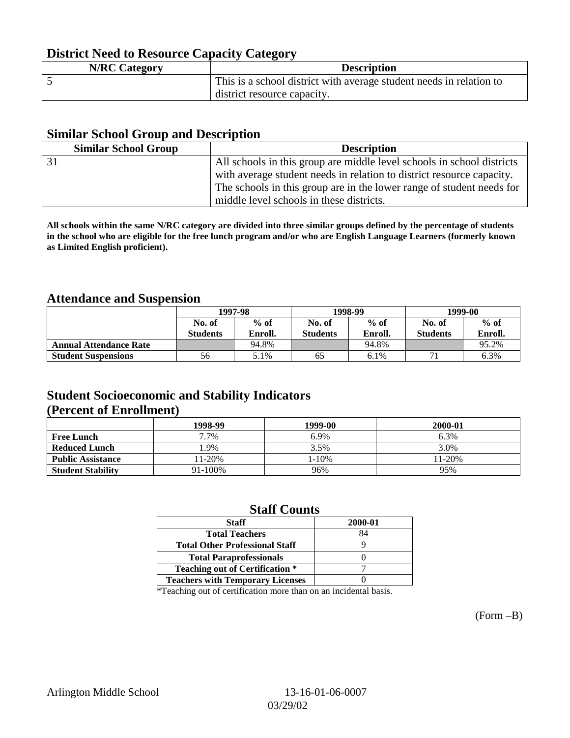## District Need to Resource Capacity Category

| N/RC Category | Description |
|---|---|
| 5 | This is a school district with average student needs in relation to district resource capacity. |

## Similar School Group and Description

| Similar School Group | Description |
|---|---|
| 31 | All schools in this group are middle level schools in school districts with average student needs in relation to district resource capacity. The schools in this group are in the lower range of student needs for middle level schools in these districts. |

**All schools within the same N/RC category are divided into three similar groups defined by the percentage of students in the school who are eligible for the free lunch program and/or who are English Language Learners (formerly known as Limited English proficient).**

## Attendance and Suspension

| | 1997-98 | | 1998-99 | | 1999-00 | |
|---|---|---|---|---|---|---|
| | No. of Students | % of Enroll. | No. of Students | % of Enroll. | No. of Students | % of Enroll. |
| **Annual Attendance Rate** | | 94.8% | | 94.8% | | 95.2% |
| **Student Suspensions** | 56 | 5.1% | 65 | 6.1% | 71 | 6.3% |

## Student Socioeconomic and Stability Indicators (Percent of Enrollment)

| | 1998-99 | 1999-00 | 2000-01 |
|---|---|---|---|
| **Free Lunch** | 7.7% | 6.9% | 6.3% |
| **Reduced Lunch** | 1.9% | 3.5% | 3.0% |
| **Public Assistance** | 11-20% | 1-10% | 11-20% |
| **Student Stability** | 91-100% | 96% | 95% |

## Staff Counts

| Staff | 2000-01 |
|---|---|
| Total Teachers | 84 |
| Total Other Professional Staff | 9 |
| Total Paraprofessionals | 0 |
| Teaching out of Certification * | 7 |
| Teachers with Temporary Licenses | 0 |

*Teaching out of certification more than on an incidental basis.

(Form –B)

Arlington Middle School 13-16-01-06-0007

03/29/02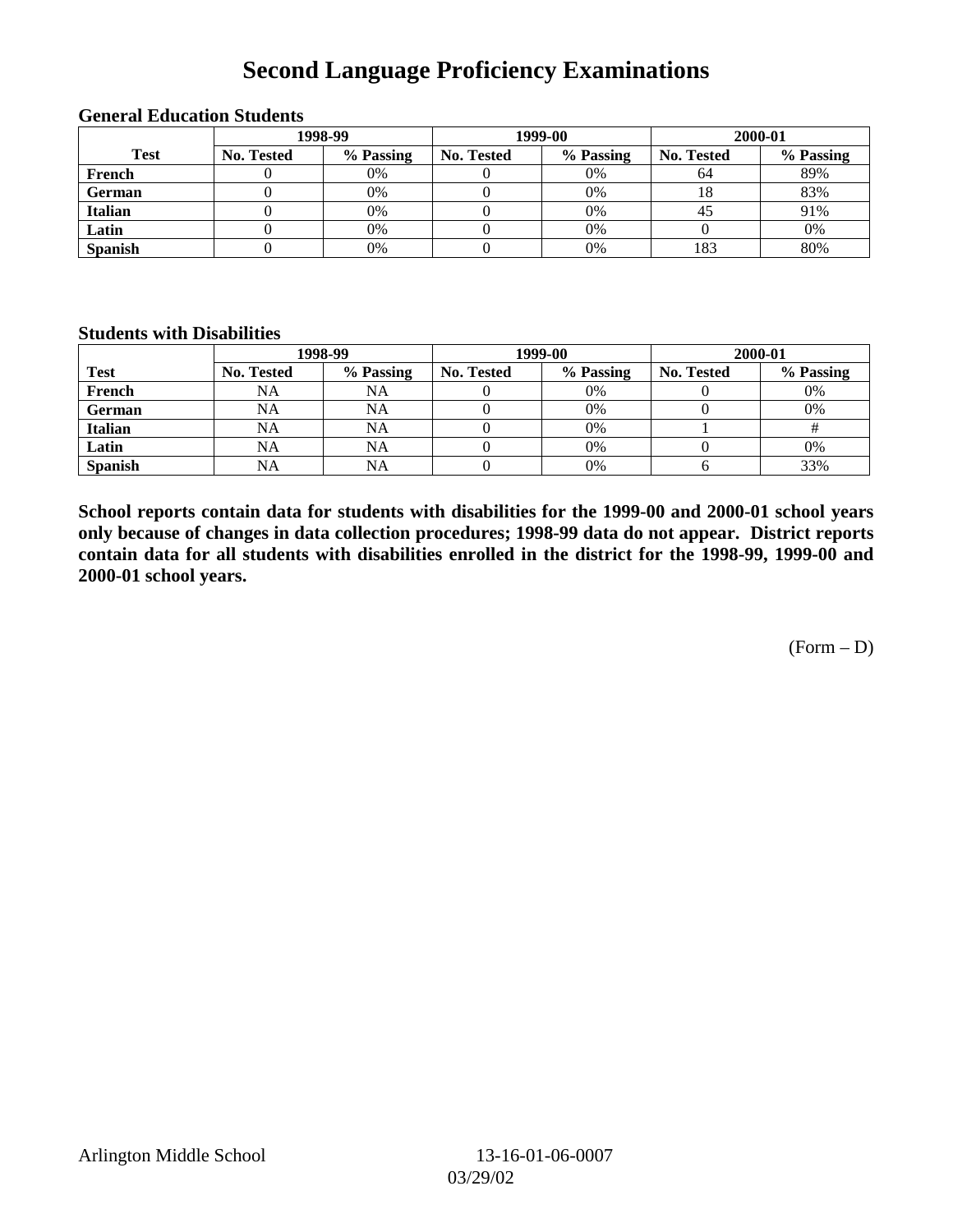# Second Language Proficiency Examinations

### General Education Students

| Test | 1998-99 | | 1999-00 | | 2000-01 | |
|---|---|---|---|---|---|---|
| | No. Tested | % Passing | No. Tested | % Passing | No. Tested | % Passing |
| French | 0 | 0% | 0 | 0% | 64 | 89% |
| German | 0 | 0% | 0 | 0% | 18 | 83% |
| Italian | 0 | 0% | 0 | 0% | 45 | 91% |
| Latin | 0 | 0% | 0 | 0% | 0 | 0% |
| Spanish | 0 | 0% | 0 | 0% | 183 | 80% |

### Students with Disabilities

| Test | 1998-99 | | 1999-00 | | 2000-01 | |
|---|---|---|---|---|---|---|
| | No. Tested | % Passing | No. Tested | % Passing | No. Tested | % Passing |
| French | NA | NA | 0 | 0% | 0 | 0% |
| German | NA | NA | 0 | 0% | 0 | 0% |
| Italian | NA | NA | 0 | 0% | 1 | # |
| Latin | NA | NA | 0 | 0% | 0 | 0% |
| Spanish | NA | NA | 0 | 0% | 6 | 33% |

**School reports contain data for students with disabilities for the 1999-00 and 2000-01 school years only because of changes in data collection procedures; 1998-99 data do not appear. District reports contain data for all students with disabilities enrolled in the district for the 1998-99, 1999-00 and 2000-01 school years.**

(Form – D)

Arlington Middle School 13-16-01-06-0007 03/29/02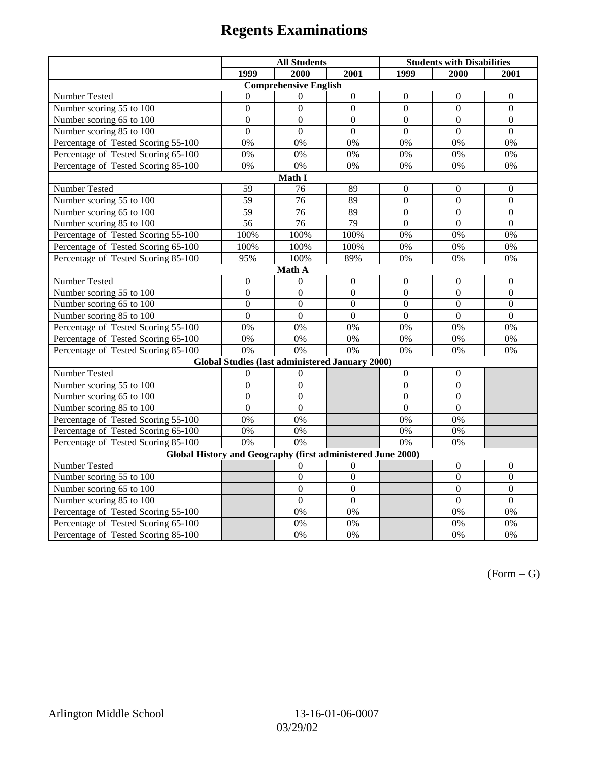# Regents Examinations

| | All Students | | | Students with Disabilities | | |
|---|---|---|---|---|---|---|
| | 1999 | 2000 | 2001 | 1999 | 2000 | 2001 |
| **Comprehensive English** | | | | | | |
| Number Tested | 0 | 0 | 0 | 0 | 0 | 0 |
| Number scoring 55 to 100 | 0 | 0 | 0 | 0 | 0 | 0 |
| Number scoring 65 to 100 | 0 | 0 | 0 | 0 | 0 | 0 |
| Number scoring 85 to 100 | 0 | 0 | 0 | 0 | 0 | 0 |
| Percentage of Tested Scoring 55-100 | 0% | 0% | 0% | 0% | 0% | 0% |
| Percentage of Tested Scoring 65-100 | 0% | 0% | 0% | 0% | 0% | 0% |
| Percentage of Tested Scoring 85-100 | 0% | 0% | 0% | 0% | 0% | 0% |
| **Math I** | | | | | | |
| Number Tested | 59 | 76 | 89 | 0 | 0 | 0 |
| Number scoring 55 to 100 | 59 | 76 | 89 | 0 | 0 | 0 |
| Number scoring 65 to 100 | 59 | 76 | 89 | 0 | 0 | 0 |
| Number scoring 85 to 100 | 56 | 76 | 79 | 0 | 0 | 0 |
| Percentage of Tested Scoring 55-100 | 100% | 100% | 100% | 0% | 0% | 0% |
| Percentage of Tested Scoring 65-100 | 100% | 100% | 100% | 0% | 0% | 0% |
| Percentage of Tested Scoring 85-100 | 95% | 100% | 89% | 0% | 0% | 0% |
| **Math A** | | | | | | |
| Number Tested | 0 | 0 | 0 | 0 | 0 | 0 |
| Number scoring 55 to 100 | 0 | 0 | 0 | 0 | 0 | 0 |
| Number scoring 65 to 100 | 0 | 0 | 0 | 0 | 0 | 0 |
| Number scoring 85 to 100 | 0 | 0 | 0 | 0 | 0 | 0 |
| Percentage of Tested Scoring 55-100 | 0% | 0% | 0% | 0% | 0% | 0% |
| Percentage of Tested Scoring 65-100 | 0% | 0% | 0% | 0% | 0% | 0% |
| Percentage of Tested Scoring 85-100 | 0% | 0% | 0% | 0% | 0% | 0% |
| **Global Studies (last administered January 2000)** | | | | | | |
| Number Tested | 0 | 0 | | 0 | 0 | |
| Number scoring 55 to 100 | 0 | 0 | | 0 | 0 | |
| Number scoring 65 to 100 | 0 | 0 | | 0 | 0 | |
| Number scoring 85 to 100 | 0 | 0 | | 0 | 0 | |
| Percentage of Tested Scoring 55-100 | 0% | 0% | | 0% | 0% | |
| Percentage of Tested Scoring 65-100 | 0% | 0% | | 0% | 0% | |
| Percentage of Tested Scoring 85-100 | 0% | 0% | | 0% | 0% | |
| **Global History and Geography (first administered June 2000)** | | | | | | |
| Number Tested | | 0 | 0 | | 0 | 0 |
| Number scoring 55 to 100 | | 0 | 0 | | 0 | 0 |
| Number scoring 65 to 100 | | 0 | 0 | | 0 | 0 |
| Number scoring 85 to 100 | | 0 | 0 | | 0 | 0 |
| Percentage of Tested Scoring 55-100 | | 0% | 0% | | 0% | 0% |
| Percentage of Tested Scoring 65-100 | | 0% | 0% | | 0% | 0% |
| Percentage of Tested Scoring 85-100 | | 0% | 0% | | 0% | 0% |

(Form – G)

Arlington Middle School 13-16-01-06-0007
03/29/02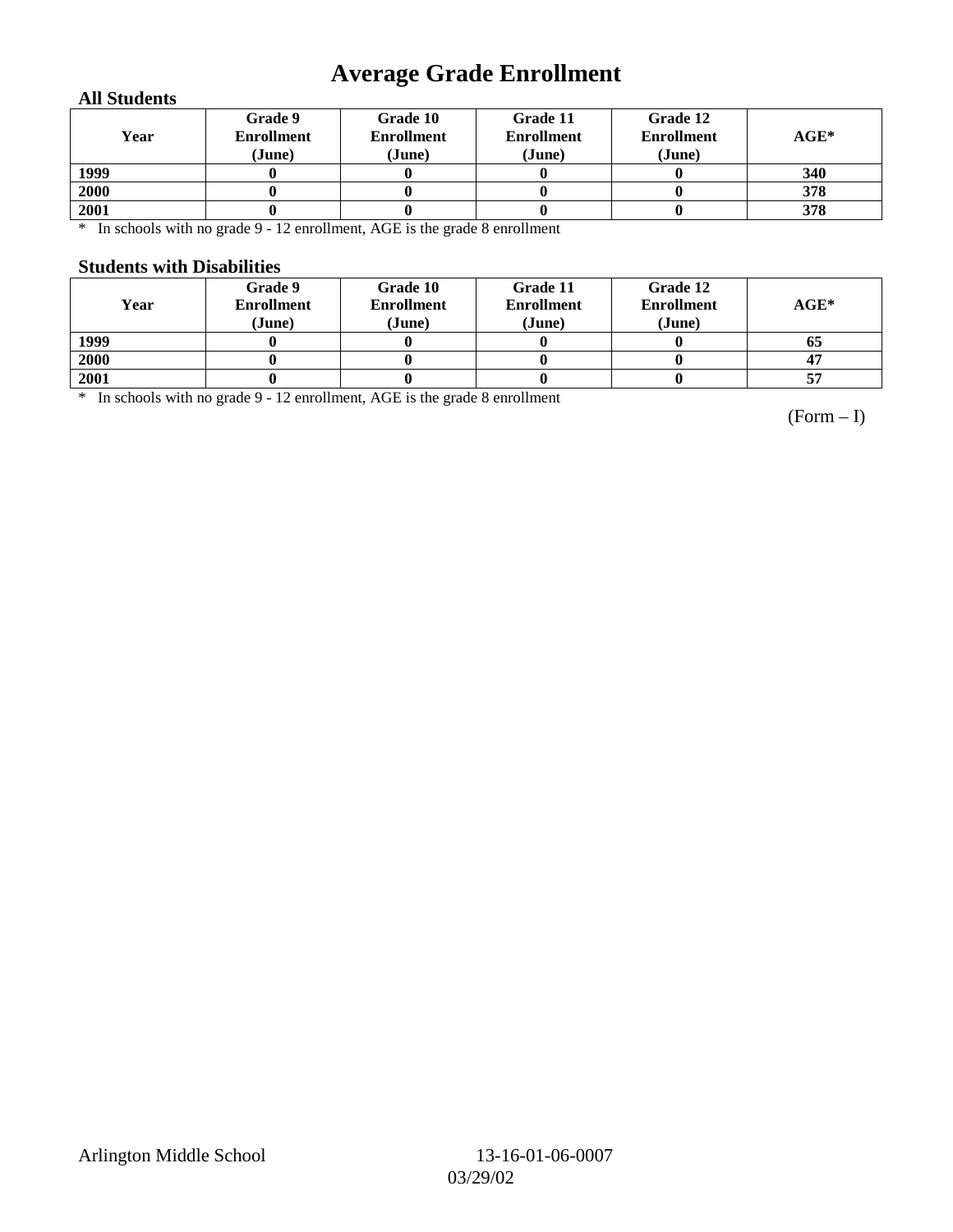# Average Grade Enrollment

### All Students

| Year | Grade 9 Enrollment (June) | Grade 10 Enrollment (June) | Grade 11 Enrollment (June) | Grade 12 Enrollment (June) | AGE* |
|---|---|---|---|---|---|
| 1999 | 0 | 0 | 0 | 0 | 340 |
| 2000 | 0 | 0 | 0 | 0 | 378 |
| 2001 | 0 | 0 | 0 | 0 | 378 |

* In schools with no grade 9 - 12 enrollment, AGE is the grade 8 enrollment

### Students with Disabilities

| Year | Grade 9 Enrollment (June) | Grade 10 Enrollment (June) | Grade 11 Enrollment (June) | Grade 12 Enrollment (June) | AGE* |
|---|---|---|---|---|---|
| 1999 | 0 | 0 | 0 | 0 | 65 |
| 2000 | 0 | 0 | 0 | 0 | 47 |
| 2001 | 0 | 0 | 0 | 0 | 57 |

* In schools with no grade 9 - 12 enrollment, AGE is the grade 8 enrollment

(Form – I)

Arlington Middle School 13-16-01-06-0007
03/29/02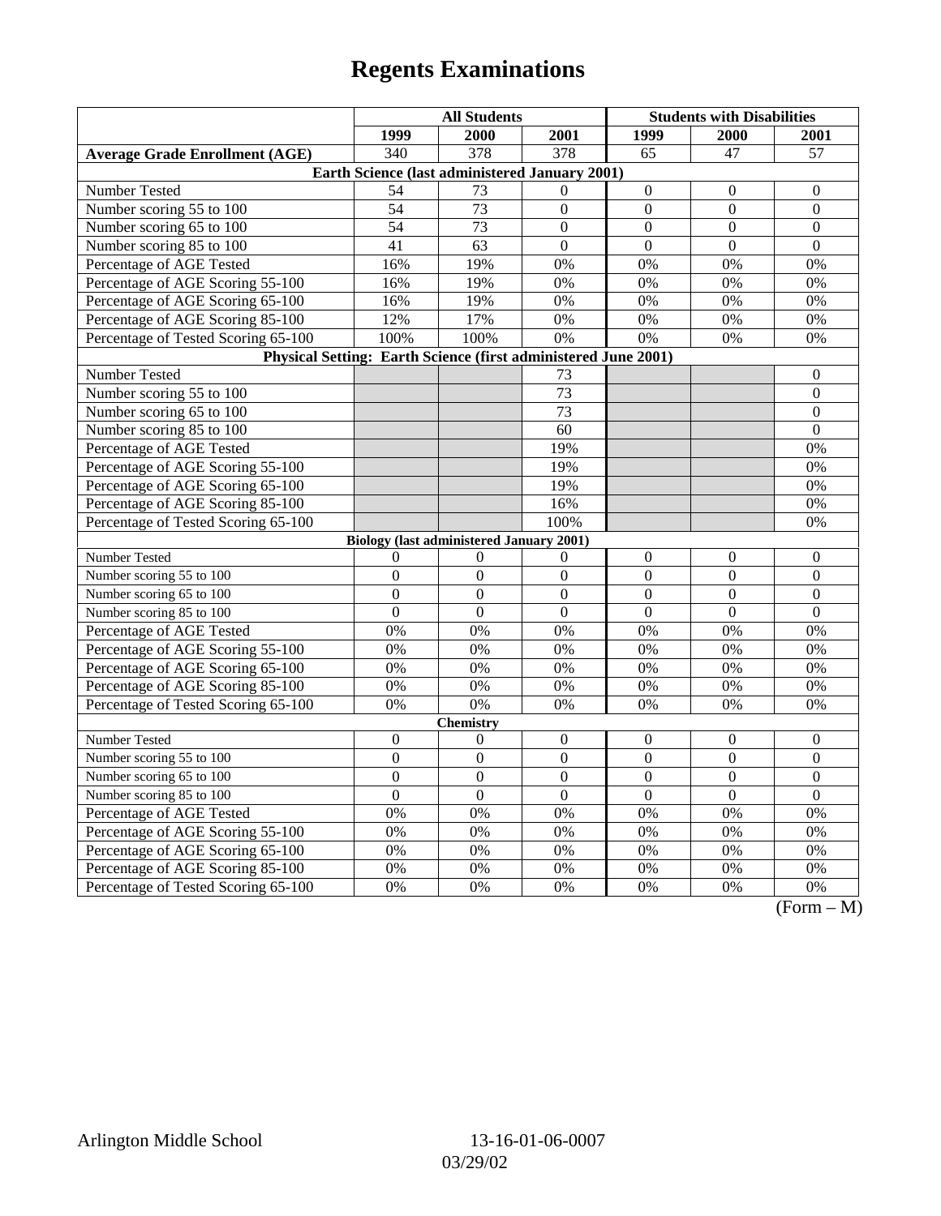# Regents Examinations

| | All Students | | | Students with Disabilities | | |
|---|---|---|---|---|---|---|
| | 1999 | 2000 | 2001 | 1999 | 2000 | 2001 |
| **Average Grade Enrollment (AGE)** | 340 | 378 | 378 | 65 | 47 | 57 |
| **Earth Science (last administered January 2001)** | | | | | | |
| Number Tested | 54 | 73 | 0 | 0 | 0 | 0 |
| Number scoring 55 to 100 | 54 | 73 | 0 | 0 | 0 | 0 |
| Number scoring 65 to 100 | 54 | 73 | 0 | 0 | 0 | 0 |
| Number scoring 85 to 100 | 41 | 63 | 0 | 0 | 0 | 0 |
| Percentage of AGE Tested | 16% | 19% | 0% | 0% | 0% | 0% |
| Percentage of AGE Scoring 55-100 | 16% | 19% | 0% | 0% | 0% | 0% |
| Percentage of AGE Scoring 65-100 | 16% | 19% | 0% | 0% | 0% | 0% |
| Percentage of AGE Scoring 85-100 | 12% | 17% | 0% | 0% | 0% | 0% |
| Percentage of Tested Scoring 65-100 | 100% | 100% | 0% | 0% | 0% | 0% |
| **Physical Setting: Earth Science (first administered June 2001)** | | | | | | |
| Number Tested | | | 73 | | | 0 |
| Number scoring 55 to 100 | | | 73 | | | 0 |
| Number scoring 65 to 100 | | | 73 | | | 0 |
| Number scoring 85 to 100 | | | 60 | | | 0 |
| Percentage of AGE Tested | | | 19% | | | 0% |
| Percentage of AGE Scoring 55-100 | | | 19% | | | 0% |
| Percentage of AGE Scoring 65-100 | | | 19% | | | 0% |
| Percentage of AGE Scoring 85-100 | | | 16% | | | 0% |
| Percentage of Tested Scoring 65-100 | | | 100% | | | 0% |
| **Biology (last administered January 2001)** | | | | | | |
| Number Tested | 0 | 0 | 0 | 0 | 0 | 0 |
| Number scoring 55 to 100 | 0 | 0 | 0 | 0 | 0 | 0 |
| Number scoring 65 to 100 | 0 | 0 | 0 | 0 | 0 | 0 |
| Number scoring 85 to 100 | 0 | 0 | 0 | 0 | 0 | 0 |
| Percentage of AGE Tested | 0% | 0% | 0% | 0% | 0% | 0% |
| Percentage of AGE Scoring 55-100 | 0% | 0% | 0% | 0% | 0% | 0% |
| Percentage of AGE Scoring 65-100 | 0% | 0% | 0% | 0% | 0% | 0% |
| Percentage of AGE Scoring 85-100 | 0% | 0% | 0% | 0% | 0% | 0% |
| Percentage of Tested Scoring 65-100 | 0% | 0% | 0% | 0% | 0% | 0% |
| **Chemistry** | | | | | | |
| Number Tested | 0 | 0 | 0 | 0 | 0 | 0 |
| Number scoring 55 to 100 | 0 | 0 | 0 | 0 | 0 | 0 |
| Number scoring 65 to 100 | 0 | 0 | 0 | 0 | 0 | 0 |
| Number scoring 85 to 100 | 0 | 0 | 0 | 0 | 0 | 0 |
| Percentage of AGE Tested | 0% | 0% | 0% | 0% | 0% | 0% |
| Percentage of AGE Scoring 55-100 | 0% | 0% | 0% | 0% | 0% | 0% |
| Percentage of AGE Scoring 65-100 | 0% | 0% | 0% | 0% | 0% | 0% |
| Percentage of AGE Scoring 85-100 | 0% | 0% | 0% | 0% | 0% | 0% |
| Percentage of Tested Scoring 65-100 | 0% | 0% | 0% | 0% | 0% | 0% |

(Form – M)

Arlington Middle School 13-16-01-06-0007
03/29/02